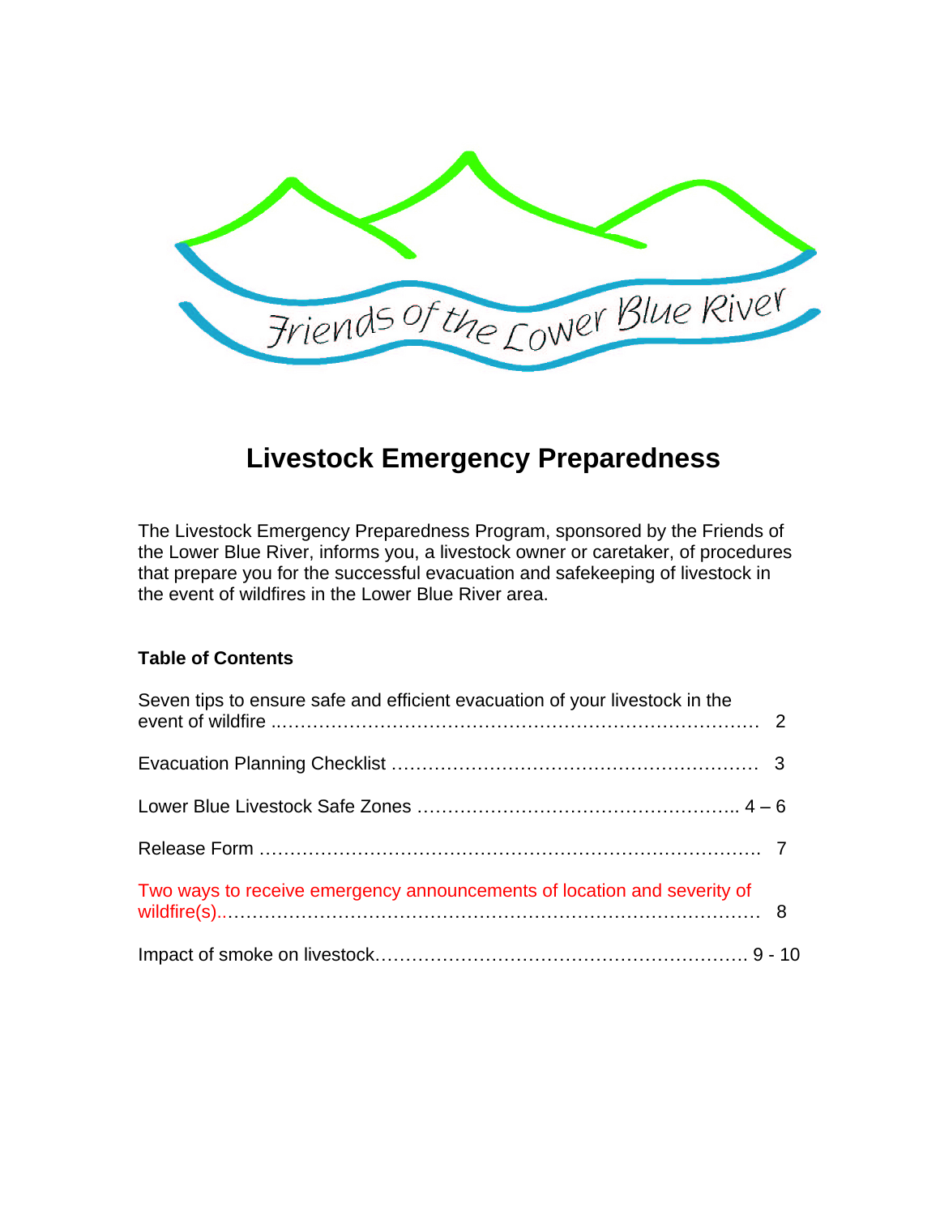Friends of the Lower Blue River

# Livestock Emergency Preparedness

The Livestock Emergency Preparedness Program, sponsored by the Friends of the Lower Blue River, informs you, a livestock owner or caretaker, of procedures that prepare you for the successful evacuation and safekeeping of livestock in the event of wildfires in the Lower Blue River area.

**Table of Contents**

Seven tips to ensure safe and efficient evacuation of your livestock in the event of wildfire ..................... 2

Evacuation Planning Checklist ..................... 3

Lower Blue Livestock Safe Zones ..................... 4 – 6

Release Form ..................... 7

Two ways to receive emergency announcements of location and severity of wildfire(s)..................... 8

Impact of smoke on livestock..................... 9 - 10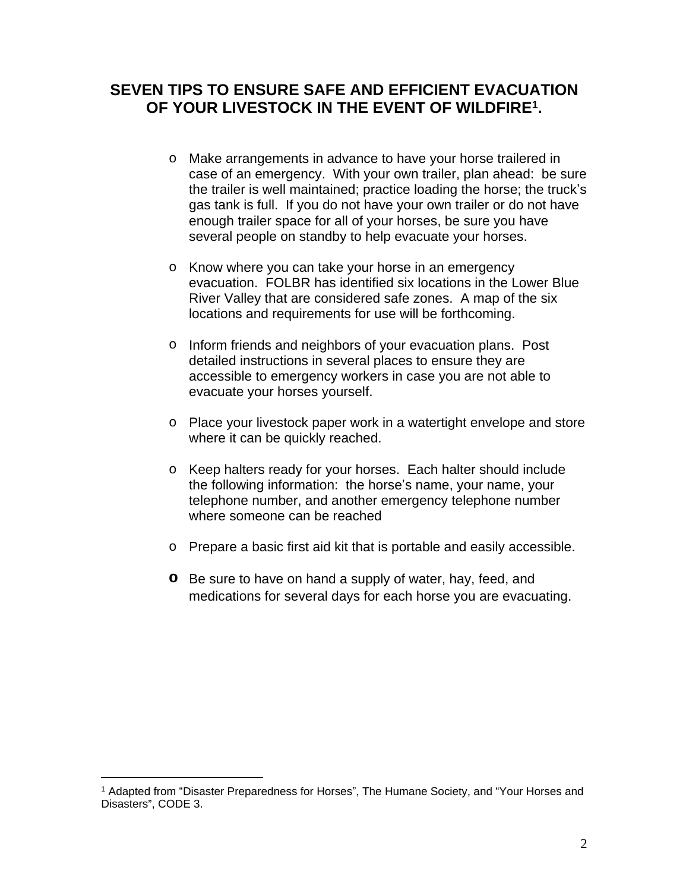## SEVEN TIPS TO ENSURE SAFE AND EFFICIENT EVACUATION OF YOUR LIVESTOCK IN THE EVENT OF WILDFIRE[1].

- Make arrangements in advance to have your horse trailered in case of an emergency. With your own trailer, plan ahead: be sure the trailer is well maintained; practice loading the horse; the truck's gas tank is full. If you do not have your own trailer or do not have enough trailer space for all of your horses, be sure you have several people on standby to help evacuate your horses.

- Know where you can take your horse in an emergency evacuation. FOLBR has identified six locations in the Lower Blue River Valley that are considered safe zones. A map of the six locations and requirements for use will be forthcoming.

- Inform friends and neighbors of your evacuation plans. Post detailed instructions in several places to ensure they are accessible to emergency workers in case you are not able to evacuate your horses yourself.

- Place your livestock paper work in a watertight envelope and store where it can be quickly reached.

- Keep halters ready for your horses. Each halter should include the following information: the horse's name, your name, your telephone number, and another emergency telephone number where someone can be reached

- Prepare a basic first aid kit that is portable and easily accessible.

- Be sure to have on hand a supply of water, hay, feed, and medications for several days for each horse you are evacuating.

---

[1] Adapted from "Disaster Preparedness for Horses", The Humane Society, and "Your Horses and Disasters", CODE 3.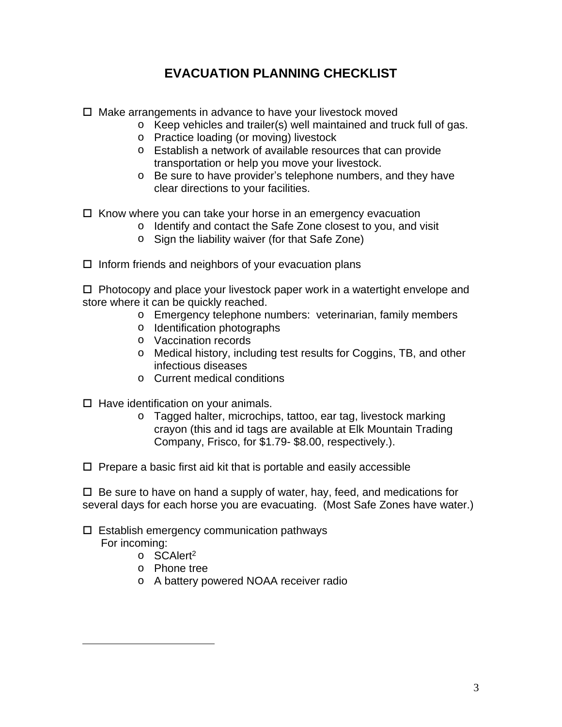# EVACUATION PLANNING CHECKLIST

- ☐ Make arrangements in advance to have your livestock moved
  - Keep vehicles and trailer(s) well maintained and truck full of gas.
  - Practice loading (or moving) livestock
  - Establish a network of available resources that can provide transportation or help you move your livestock.
  - Be sure to have provider's telephone numbers, and they have clear directions to your facilities.

- ☐ Know where you can take your horse in an emergency evacuation
  - Identify and contact the Safe Zone closest to you, and visit
  - Sign the liability waiver (for that Safe Zone)

- ☐ Inform friends and neighbors of your evacuation plans

- ☐ Photocopy and place your livestock paper work in a watertight envelope and store where it can be quickly reached.
  - Emergency telephone numbers: veterinarian, family members
  - Identification photographs
  - Vaccination records
  - Medical history, including test results for Coggins, TB, and other infectious diseases
  - Current medical conditions

- ☐ Have identification on your animals.
  - Tagged halter, microchips, tattoo, ear tag, livestock marking crayon (this and id tags are available at Elk Mountain Trading Company, Frisco, for $1.79- $8.00, respectively.).

- ☐ Prepare a basic first aid kit that is portable and easily accessible

- ☐ Be sure to have on hand a supply of water, hay, feed, and medications for several days for each horse you are evacuating. (Most Safe Zones have water.)

- ☐ Establish emergency communication pathways

  For incoming:
  - SCAlert[2]
  - Phone tree
  - A battery powered NOAA receiver radio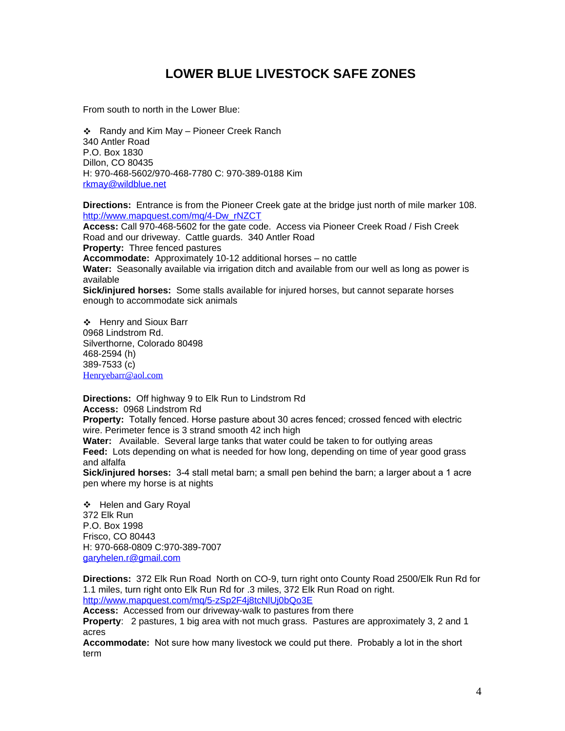# LOWER BLUE LIVESTOCK SAFE ZONES

From south to north in the Lower Blue:

- Randy and Kim May – Pioneer Creek Ranch

340 Antler Road
P.O. Box 1830
Dillon, CO 80435
H: 970-468-5602/970-468-7780 C: 970-389-0188 Kim
rkmay@wildblue.net

**Directions:** Entrance is from the Pioneer Creek gate at the bridge just north of mile marker 108.
http://www.mapquest.com/mq/4-Dw_rNZCT
**Access:** Call 970-468-5602 for the gate code. Access via Pioneer Creek Road / Fish Creek Road and our driveway. Cattle guards. 340 Antler Road
**Property:** Three fenced pastures
**Accommodate:** Approximately 10-12 additional horses – no cattle
**Water:** Seasonally available via irrigation ditch and available from our well as long as power is available
**Sick/injured horses:** Some stalls available for injured horses, but cannot separate horses enough to accommodate sick animals

- Henry and Sioux Barr

0968 Lindstrom Rd.
Silverthorne, Colorado 80498
468-2594 (h)
389-7533 (c)
Henryebarr@aol.com

**Directions:** Off highway 9 to Elk Run to Lindstrom Rd
**Access:** 0968 Lindstrom Rd
**Property:** Totally fenced. Horse pasture about 30 acres fenced; crossed fenced with electric wire. Perimeter fence is 3 strand smooth 42 inch high
**Water:** Available. Several large tanks that water could be taken to for outlying areas
**Feed:** Lots depending on what is needed for how long, depending on time of year good grass and alfalfa
**Sick/injured horses:** 3-4 stall metal barn; a small pen behind the barn; a larger about a 1 acre pen where my horse is at nights

- Helen and Gary Royal

372 Elk Run
P.O. Box 1998
Frisco, CO 80443
H: 970-668-0809 C:970-389-7007
garyhelen.r@gmail.com

**Directions:** 372 Elk Run Road North on CO-9, turn right onto County Road 2500/Elk Run Rd for 1.1 miles, turn right onto Elk Run Rd for .3 miles, 372 Elk Run Road on right.
http://www.mapquest.com/mq/5-zSp2F4j8tcNlUj0bQo3E
**Access:** Accessed from our driveway-walk to pastures from there
**Property**: 2 pastures, 1 big area with not much grass. Pastures are approximately 3, 2 and 1 acres
**Accommodate:** Not sure how many livestock we could put there. Probably a lot in the short term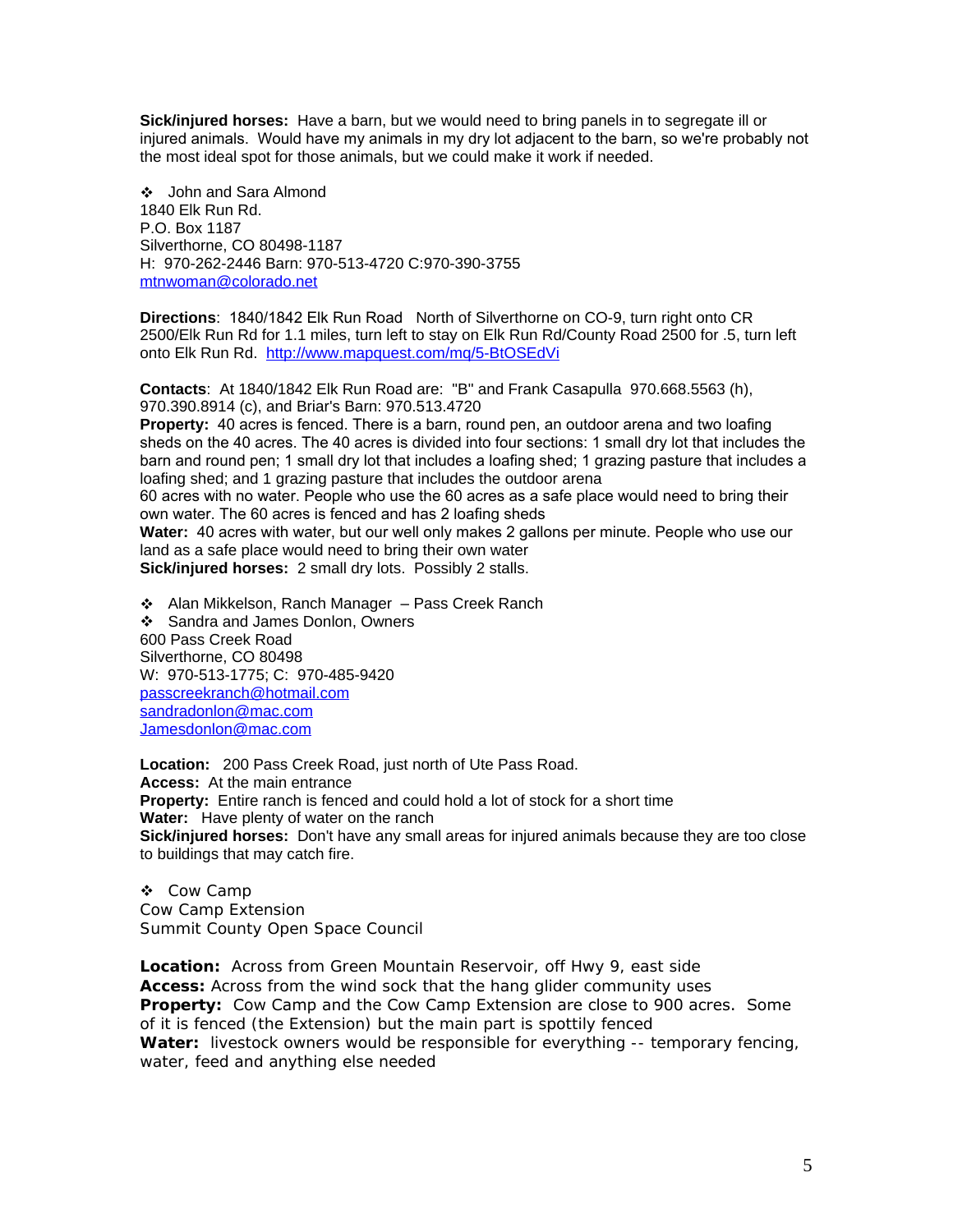**Sick/injured horses:** Have a barn, but we would need to bring panels in to segregate ill or injured animals. Would have my animals in my dry lot adjacent to the barn, so we're probably not the most ideal spot for those animals, but we could make it work if needed.

- John and Sara Almond

1840 Elk Run Rd.
P.O. Box 1187
Silverthorne, CO 80498-1187
H: 970-262-2446 Barn: 970-513-4720 C:970-390-3755
mtnwoman@colorado.net

**Directions**: 1840/1842 Elk Run Road North of Silverthorne on CO-9, turn right onto CR 2500/Elk Run Rd for 1.1 miles, turn left to stay on Elk Run Rd/County Road 2500 for .5, turn left onto Elk Run Rd. http://www.mapquest.com/mq/5-BtOSEdVi

**Contacts**: At 1840/1842 Elk Run Road are: "B" and Frank Casapulla 970.668.5563 (h), 970.390.8914 (c), and Briar's Barn: 970.513.4720
**Property:** 40 acres is fenced. There is a barn, round pen, an outdoor arena and two loafing sheds on the 40 acres. The 40 acres is divided into four sections: 1 small dry lot that includes the barn and round pen; 1 small dry lot that includes a loafing shed; 1 grazing pasture that includes a loafing shed; and 1 grazing pasture that includes the outdoor arena
60 acres with no water. People who use the 60 acres as a safe place would need to bring their own water. The 60 acres is fenced and has 2 loafing sheds
**Water:** 40 acres with water, but our well only makes 2 gallons per minute. People who use our land as a safe place would need to bring their own water
**Sick/injured horses:** 2 small dry lots. Possibly 2 stalls.

- Alan Mikkelson, Ranch Manager – Pass Creek Ranch
- Sandra and James Donlon, Owners

600 Pass Creek Road
Silverthorne, CO 80498
W: 970-513-1775; C: 970-485-9420
passcreekranch@hotmail.com
sandradonlon@mac.com
Jamesdonlon@mac.com

**Location:** 200 Pass Creek Road, just north of Ute Pass Road.
**Access:** At the main entrance
**Property:** Entire ranch is fenced and could hold a lot of stock for a short time
**Water:** Have plenty of water on the ranch
**Sick/injured horses:** Don't have any small areas for injured animals because they are too close to buildings that may catch fire.

- Cow Camp

Cow Camp Extension
Summit County Open Space Council

**Location:** Across from Green Mountain Reservoir, off Hwy 9, east side
**Access:** Across from the wind sock that the hang glider community uses
**Property:** Cow Camp and the Cow Camp Extension are close to 900 acres. Some of it is fenced (the Extension) but the main part is spottily fenced
**Water:** livestock owners would be responsible for everything -- temporary fencing, water, feed and anything else needed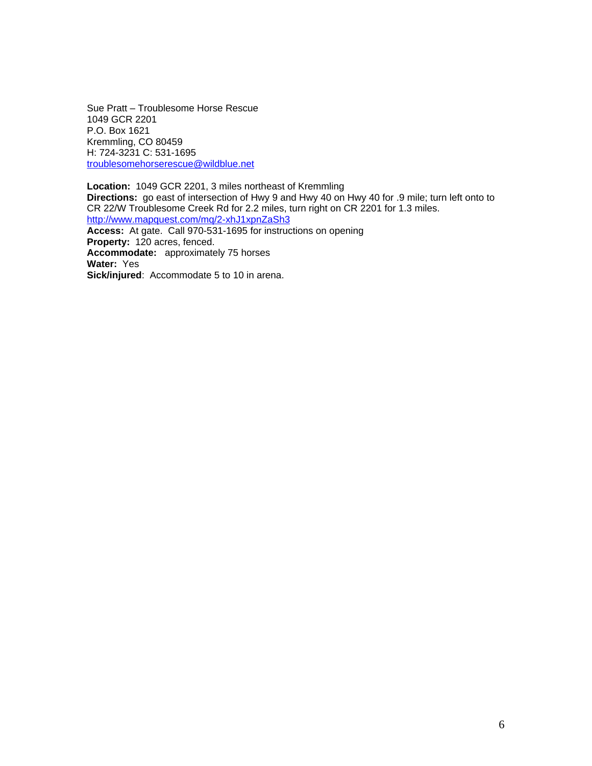Sue Pratt – Troublesome Horse Rescue
1049 GCR 2201
P.O. Box 1621
Kremmling, CO 80459
H: 724-3231 C: 531-1695
troublesomehorserescue@wildblue.net

**Location:** 1049 GCR 2201, 3 miles northeast of Kremmling
**Directions:** go east of intersection of Hwy 9 and Hwy 40 on Hwy 40 for .9 mile; turn left onto to CR 22/W Troublesome Creek Rd for 2.2 miles, turn right on CR 2201 for 1.3 miles.
http://www.mapquest.com/mq/2-xhJ1xpnZaSh3
**Access:** At gate. Call 970-531-1695 for instructions on opening
**Property:** 120 acres, fenced.
**Accommodate:** approximately 75 horses
**Water:** Yes
**Sick/injured**: Accommodate 5 to 10 in arena.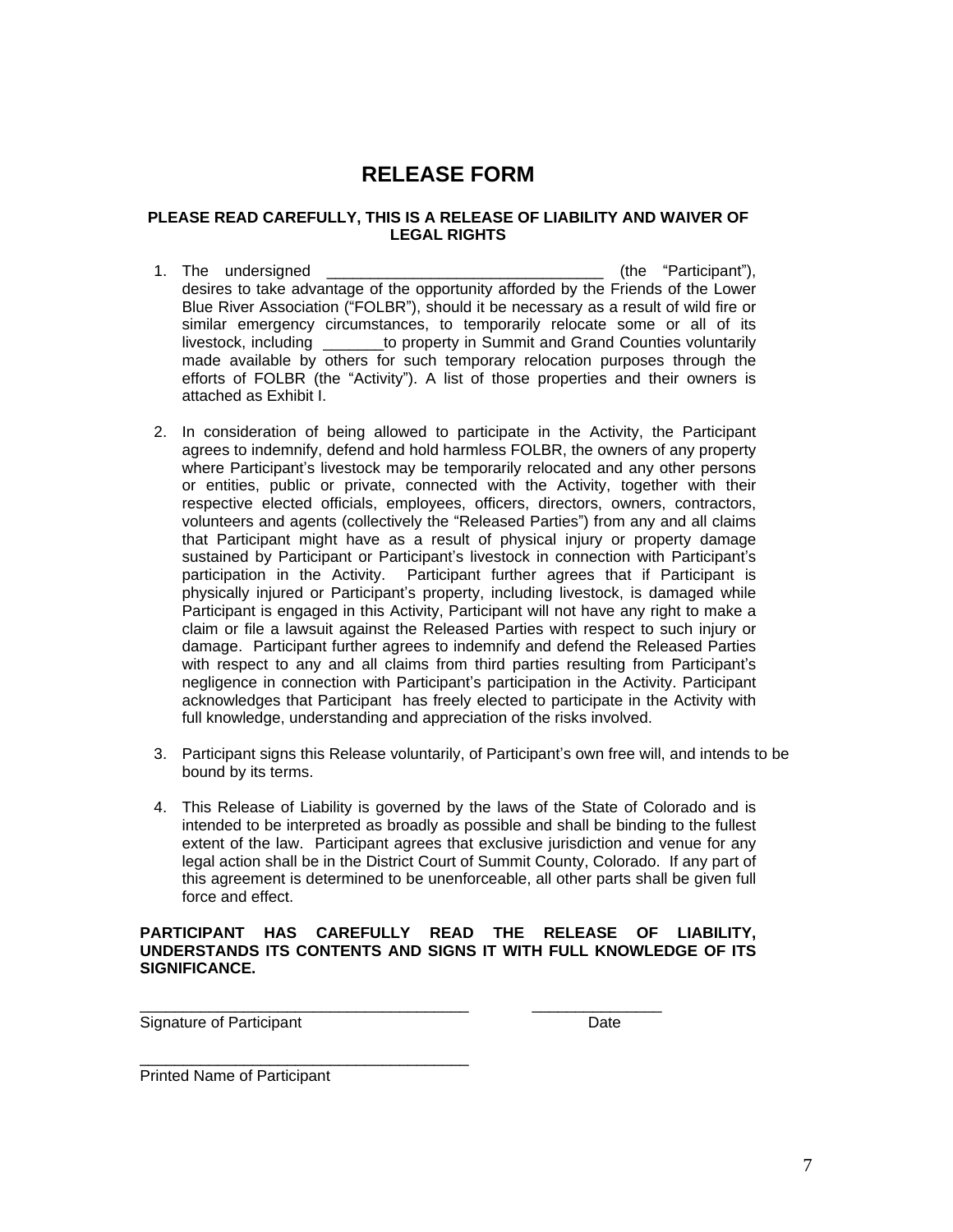# RELEASE FORM

**PLEASE READ CAREFULLY, THIS IS A RELEASE OF LIABILITY AND WAIVER OF LEGAL RIGHTS**

1. The undersigned ________________________________ (the "Participant"), desires to take advantage of the opportunity afforded by the Friends of the Lower Blue River Association ("FOLBR"), should it be necessary as a result of wild fire or similar emergency circumstances, to temporarily relocate some or all of its livestock, including _______to property in Summit and Grand Counties voluntarily made available by others for such temporary relocation purposes through the efforts of FOLBR (the "Activity"). A list of those properties and their owners is attached as Exhibit I.

2. In consideration of being allowed to participate in the Activity, the Participant agrees to indemnify, defend and hold harmless FOLBR, the owners of any property where Participant's livestock may be temporarily relocated and any other persons or entities, public or private, connected with the Activity, together with their respective elected officials, employees, officers, directors, owners, contractors, volunteers and agents (collectively the "Released Parties") from any and all claims that Participant might have as a result of physical injury or property damage sustained by Participant or Participant's livestock in connection with Participant's participation in the Activity. Participant further agrees that if Participant is physically injured or Participant's property, including livestock, is damaged while Participant is engaged in this Activity, Participant will not have any right to make a claim or file a lawsuit against the Released Parties with respect to such injury or damage. Participant further agrees to indemnify and defend the Released Parties with respect to any and all claims from third parties resulting from Participant's negligence in connection with Participant's participation in the Activity. Participant acknowledges that Participant has freely elected to participate in the Activity with full knowledge, understanding and appreciation of the risks involved.

3. Participant signs this Release voluntarily, of Participant's own free will, and intends to be bound by its terms.

4. This Release of Liability is governed by the laws of the State of Colorado and is intended to be interpreted as broadly as possible and shall be binding to the fullest extent of the law. Participant agrees that exclusive jurisdiction and venue for any legal action shall be in the District Court of Summit County, Colorado. If any part of this agreement is determined to be unenforceable, all other parts shall be given full force and effect.

**PARTICIPANT HAS CAREFULLY READ THE RELEASE OF LIABILITY, UNDERSTANDS ITS CONTENTS AND SIGNS IT WITH FULL KNOWLEDGE OF ITS SIGNIFICANCE.**

______________________________________ _______________
Signature of Participant Date

______________________________________
Printed Name of Participant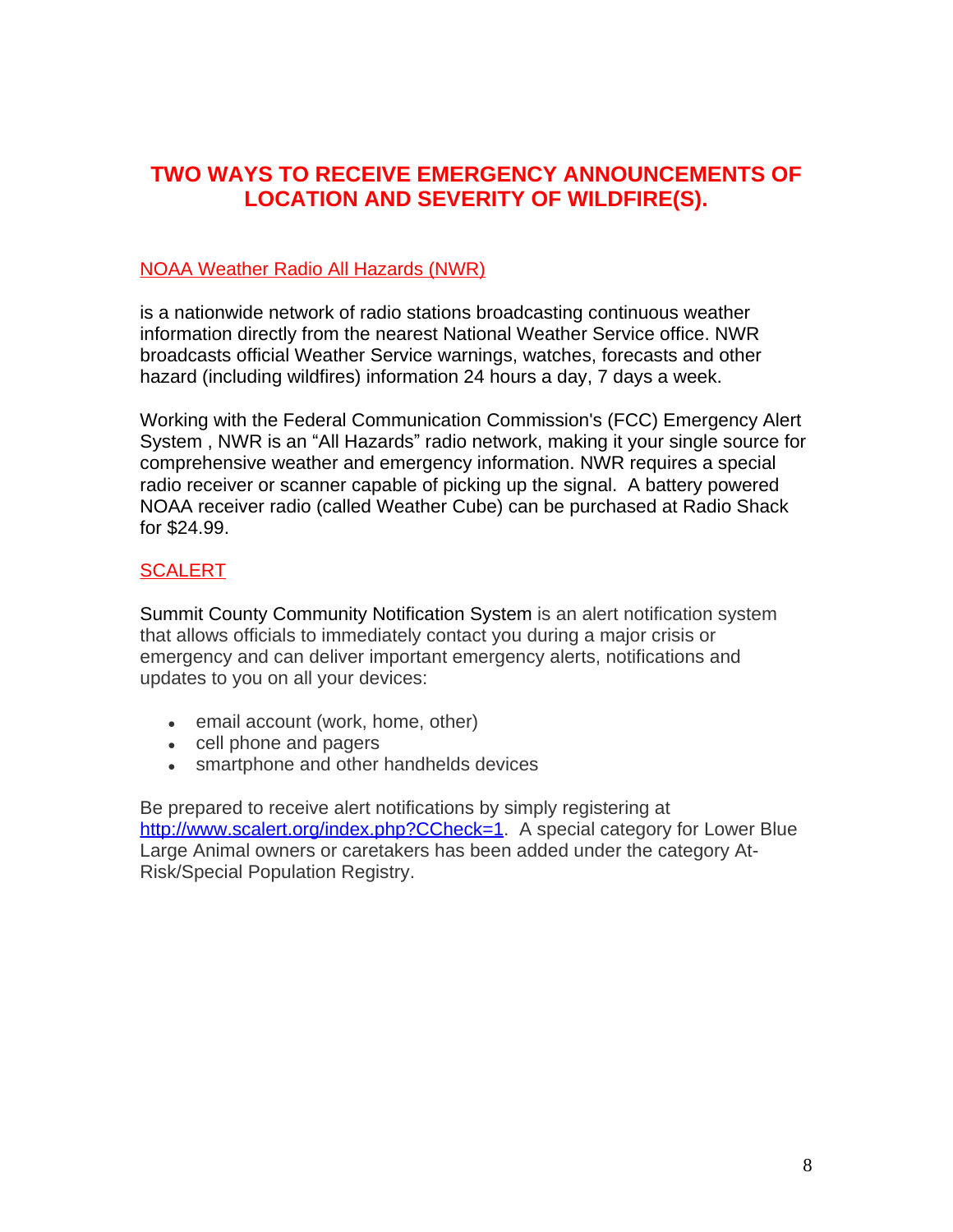## TWO WAYS TO RECEIVE EMERGENCY ANNOUNCEMENTS OF LOCATION AND SEVERITY OF WILDFIRE(S).

### NOAA Weather Radio All Hazards (NWR)

is a nationwide network of radio stations broadcasting continuous weather information directly from the nearest National Weather Service office. NWR broadcasts official Weather Service warnings, watches, forecasts and other hazard (including wildfires) information 24 hours a day, 7 days a week.

Working with the Federal Communication Commission's (FCC) Emergency Alert System , NWR is an "All Hazards" radio network, making it your single source for comprehensive weather and emergency information. NWR requires a special radio receiver or scanner capable of picking up the signal. A battery powered NOAA receiver radio (called Weather Cube) can be purchased at Radio Shack for $24.99.

### SCALERT

Summit County Community Notification System is an alert notification system that allows officials to immediately contact you during a major crisis or emergency and can deliver important emergency alerts, notifications and updates to you on all your devices:

- email account (work, home, other)
- cell phone and pagers
- smartphone and other handhelds devices

Be prepared to receive alert notifications by simply registering at http://www.scalert.org/index.php?CCheck=1. A special category for Lower Blue Large Animal owners or caretakers has been added under the category At-Risk/Special Population Registry.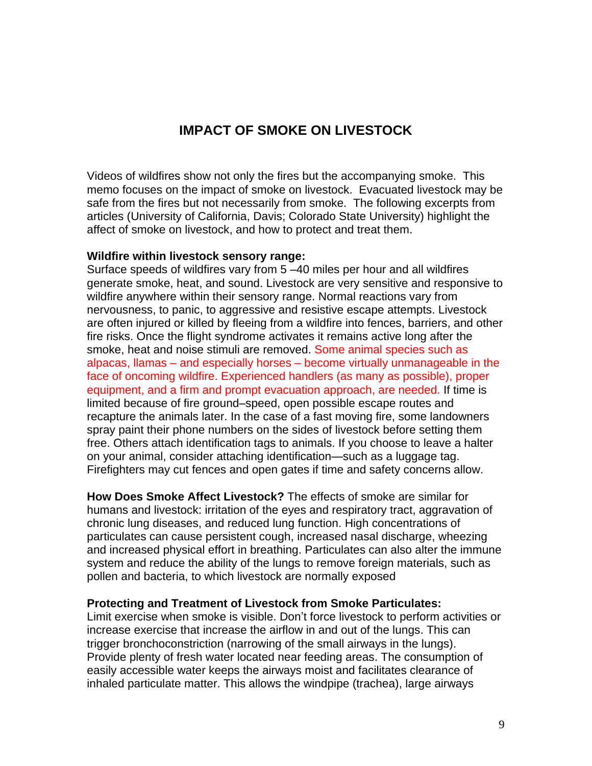# IMPACT OF SMOKE ON LIVESTOCK

Videos of wildfires show not only the fires but the accompanying smoke. This memo focuses on the impact of smoke on livestock. Evacuated livestock may be safe from the fires but not necessarily from smoke. The following excerpts from articles (University of California, Davis; Colorado State University) highlight the affect of smoke on livestock, and how to protect and treat them.

**Wildfire within livestock sensory range:**
Surface speeds of wildfires vary from 5 –40 miles per hour and all wildfires generate smoke, heat, and sound. Livestock are very sensitive and responsive to wildfire anywhere within their sensory range. Normal reactions vary from nervousness, to panic, to aggressive and resistive escape attempts. Livestock are often injured or killed by fleeing from a wildfire into fences, barriers, and other fire risks. Once the flight syndrome activates it remains active long after the smoke, heat and noise stimuli are removed. Some animal species such as alpacas, llamas – and especially horses – become virtually unmanageable in the face of oncoming wildfire. Experienced handlers (as many as possible), proper equipment, and a firm and prompt evacuation approach, are needed. If time is limited because of fire ground–speed, open possible escape routes and recapture the animals later. In the case of a fast moving fire, some landowners spray paint their phone numbers on the sides of livestock before setting them free. Others attach identification tags to animals. If you choose to leave a halter on your animal, consider attaching identification—such as a luggage tag. Firefighters may cut fences and open gates if time and safety concerns allow.

**How Does Smoke Affect Livestock?** The effects of smoke are similar for humans and livestock: irritation of the eyes and respiratory tract, aggravation of chronic lung diseases, and reduced lung function. High concentrations of particulates can cause persistent cough, increased nasal discharge, wheezing and increased physical effort in breathing. Particulates can also alter the immune system and reduce the ability of the lungs to remove foreign materials, such as pollen and bacteria, to which livestock are normally exposed

**Protecting and Treatment of Livestock from Smoke Particulates:**
Limit exercise when smoke is visible. Don't force livestock to perform activities or increase exercise that increase the airflow in and out of the lungs. This can trigger bronchoconstriction (narrowing of the small airways in the lungs). Provide plenty of fresh water located near feeding areas. The consumption of easily accessible water keeps the airways moist and facilitates clearance of inhaled particulate matter. This allows the windpipe (trachea), large airways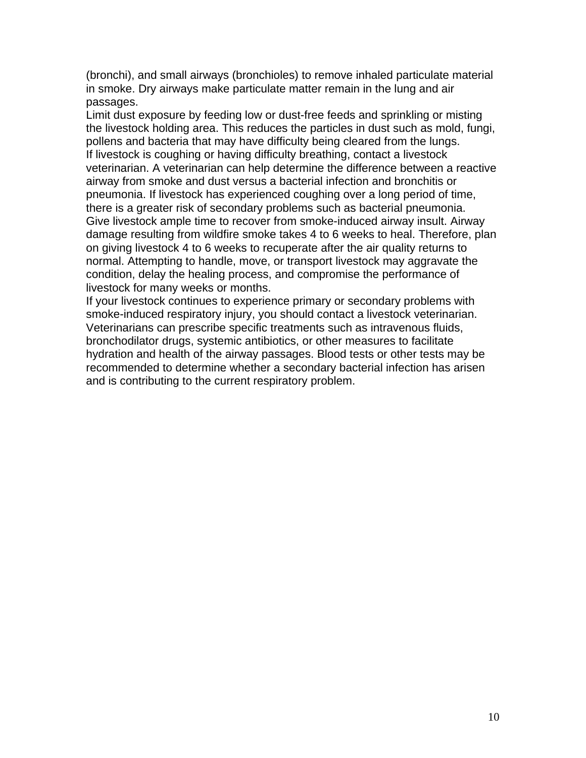(bronchi), and small airways (bronchioles) to remove inhaled particulate material in smoke. Dry airways make particulate matter remain in the lung and air passages.

Limit dust exposure by feeding low or dust-free feeds and sprinkling or misting the livestock holding area. This reduces the particles in dust such as mold, fungi, pollens and bacteria that may have difficulty being cleared from the lungs.

If livestock is coughing or having difficulty breathing, contact a livestock veterinarian. A veterinarian can help determine the difference between a reactive airway from smoke and dust versus a bacterial infection and bronchitis or pneumonia. If livestock has experienced coughing over a long period of time, there is a greater risk of secondary problems such as bacterial pneumonia.

Give livestock ample time to recover from smoke-induced airway insult. Airway damage resulting from wildfire smoke takes 4 to 6 weeks to heal. Therefore, plan on giving livestock 4 to 6 weeks to recuperate after the air quality returns to normal. Attempting to handle, move, or transport livestock may aggravate the condition, delay the healing process, and compromise the performance of livestock for many weeks or months.

If your livestock continues to experience primary or secondary problems with smoke-induced respiratory injury, you should contact a livestock veterinarian. Veterinarians can prescribe specific treatments such as intravenous fluids, bronchodilator drugs, systemic antibiotics, or other measures to facilitate hydration and health of the airway passages. Blood tests or other tests may be recommended to determine whether a secondary bacterial infection has arisen and is contributing to the current respiratory problem.